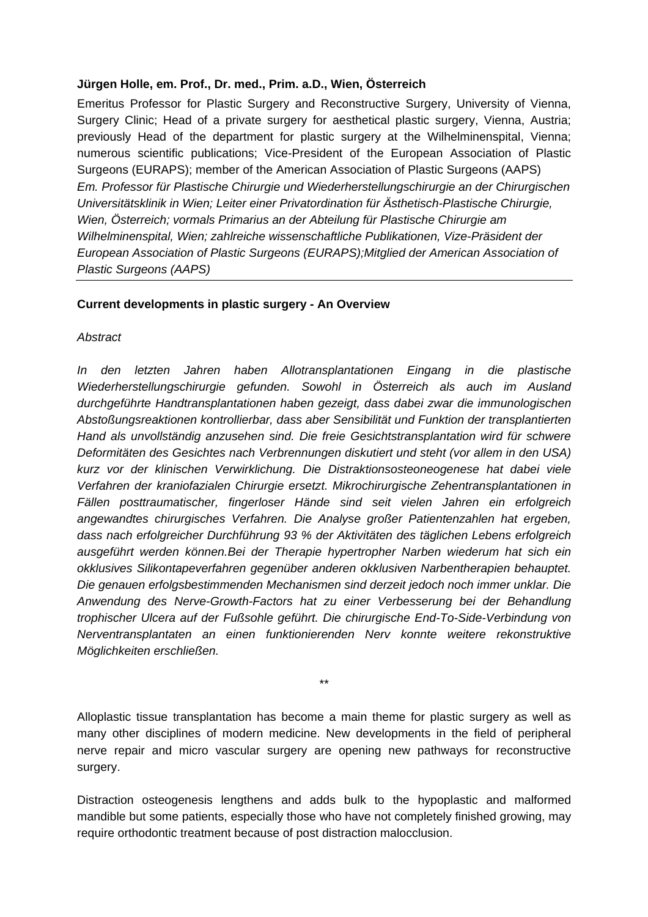**Jürgen Holle, em. Prof., Dr. med., Prim. a.D., Wien, Österreich**

Emeritus Professor for Plastic Surgery and Reconstructive Surgery, University of Vienna, Surgery Clinic; Head of a private surgery for aesthetical plastic surgery, Vienna, Austria; previously Head of the department for plastic surgery at the Wilhelminenspital, Vienna; numerous scientific publications; Vice-President of the European Association of Plastic Surgeons (EURAPS); member of the American Association of Plastic Surgeons (AAPS)
*Em. Professor für Plastische Chirurgie und Wiederherstellungschirurgie an der Chirurgischen Universitätsklinik in Wien; Leiter einer Privatordination für Ästhetisch-Plastische Chirurgie, Wien, Österreich; vormals Primarius an der Abteilung für Plastische Chirurgie am Wilhelminenspital, Wien; zahlreiche wissenschaftliche Publikationen, Vize-Präsident der European Association of Plastic Surgeons (EURAPS);Mitglied der American Association of Plastic Surgeons (AAPS)*

---

**Current developments in plastic surgery - An Overview**

*Abstract*

*In den letzten Jahren haben Allotransplantationen Eingang in die plastische Wiederherstellungschirurgie gefunden. Sowohl in Österreich als auch im Ausland durchgeführte Handtransplantationen haben gezeigt, dass dabei zwar die immunologischen Abstoßungsreaktionen kontrollierbar, dass aber Sensibilität und Funktion der transplantierten Hand als unvollständig anzusehen sind. Die freie Gesichtstransplantation wird für schwere Deformitäten des Gesichtes nach Verbrennungen diskutiert und steht (vor allem in den USA) kurz vor der klinischen Verwirklichung. Die Distraktionsosteoneogenese hat dabei viele Verfahren der kraniofazialen Chirurgie ersetzt. Mikrochirurgische Zehentransplantationen in Fällen posttraumatischer, fingerloser Hände sind seit vielen Jahren ein erfolgreich angewandtes chirurgisches Verfahren. Die Analyse großer Patientenzahlen hat ergeben, dass nach erfolgreicher Durchführung 93 % der Aktivitäten des täglichen Lebens erfolgreich ausgeführt werden können.Bei der Therapie hypertropher Narben wiederum hat sich ein okklusives Silikontapeverfahren gegenüber anderen okklusiven Narbentherapien behauptet. Die genauen erfolgsbestimmenden Mechanismen sind derzeit jedoch noch immer unklar. Die Anwendung des Nerve-Growth-Factors hat zu einer Verbesserung bei der Behandlung trophischer Ulcera auf der Fußsohle geführt. Die chirurgische End-To-Side-Verbindung von Nerventransplantaten an einen funktionierenden Nerv konnte weitere rekonstruktive Möglichkeiten erschließen.*

**

Alloplastic tissue transplantation has become a main theme for plastic surgery as well as many other disciplines of modern medicine. New developments in the field of peripheral nerve repair and micro vascular surgery are opening new pathways for reconstructive surgery.

Distraction osteogenesis lengthens and adds bulk to the hypoplastic and malformed mandible but some patients, especially those who have not completely finished growing, may require orthodontic treatment because of post distraction malocclusion.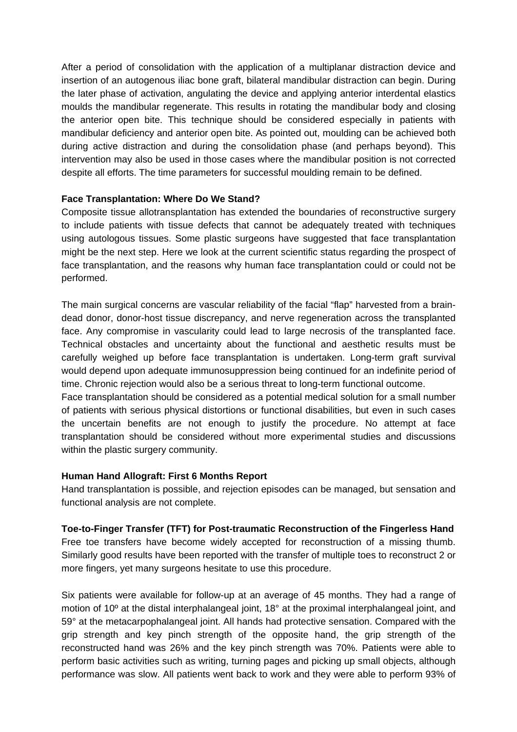After a period of consolidation with the application of a multiplanar distraction device and insertion of an autogenous iliac bone graft, bilateral mandibular distraction can begin. During the later phase of activation, angulating the device and applying anterior interdental elastics moulds the mandibular regenerate. This results in rotating the mandibular body and closing the anterior open bite. This technique should be considered especially in patients with mandibular deficiency and anterior open bite. As pointed out, moulding can be achieved both during active distraction and during the consolidation phase (and perhaps beyond). This intervention may also be used in those cases where the mandibular position is not corrected despite all efforts. The time parameters for successful moulding remain to be defined.

**Face Transplantation: Where Do We Stand?**

Composite tissue allotransplantation has extended the boundaries of reconstructive surgery to include patients with tissue defects that cannot be adequately treated with techniques using autologous tissues. Some plastic surgeons have suggested that face transplantation might be the next step. Here we look at the current scientific status regarding the prospect of face transplantation, and the reasons why human face transplantation could or could not be performed.

The main surgical concerns are vascular reliability of the facial "flap" harvested from a brain-dead donor, donor-host tissue discrepancy, and nerve regeneration across the transplanted face. Any compromise in vascularity could lead to large necrosis of the transplanted face. Technical obstacles and uncertainty about the functional and aesthetic results must be carefully weighed up before face transplantation is undertaken. Long-term graft survival would depend upon adequate immunosuppression being continued for an indefinite period of time. Chronic rejection would also be a serious threat to long-term functional outcome.

Face transplantation should be considered as a potential medical solution for a small number of patients with serious physical distortions or functional disabilities, but even in such cases the uncertain benefits are not enough to justify the procedure. No attempt at face transplantation should be considered without more experimental studies and discussions within the plastic surgery community.

**Human Hand Allograft: First 6 Months Report**

Hand transplantation is possible, and rejection episodes can be managed, but sensation and functional analysis are not complete.

**Toe-to-Finger Transfer (TFT) for Post-traumatic Reconstruction of the Fingerless Hand**

Free toe transfers have become widely accepted for reconstruction of a missing thumb. Similarly good results have been reported with the transfer of multiple toes to reconstruct 2 or more fingers, yet many surgeons hesitate to use this procedure.

Six patients were available for follow-up at an average of 45 months. They had a range of motion of 10º at the distal interphalangeal joint, 18° at the proximal interphalangeal joint, and 59° at the metacarpophalangeal joint. All hands had protective sensation. Compared with the grip strength and key pinch strength of the opposite hand, the grip strength of the reconstructed hand was 26% and the key pinch strength was 70%. Patients were able to perform basic activities such as writing, turning pages and picking up small objects, although performance was slow. All patients went back to work and they were able to perform 93% of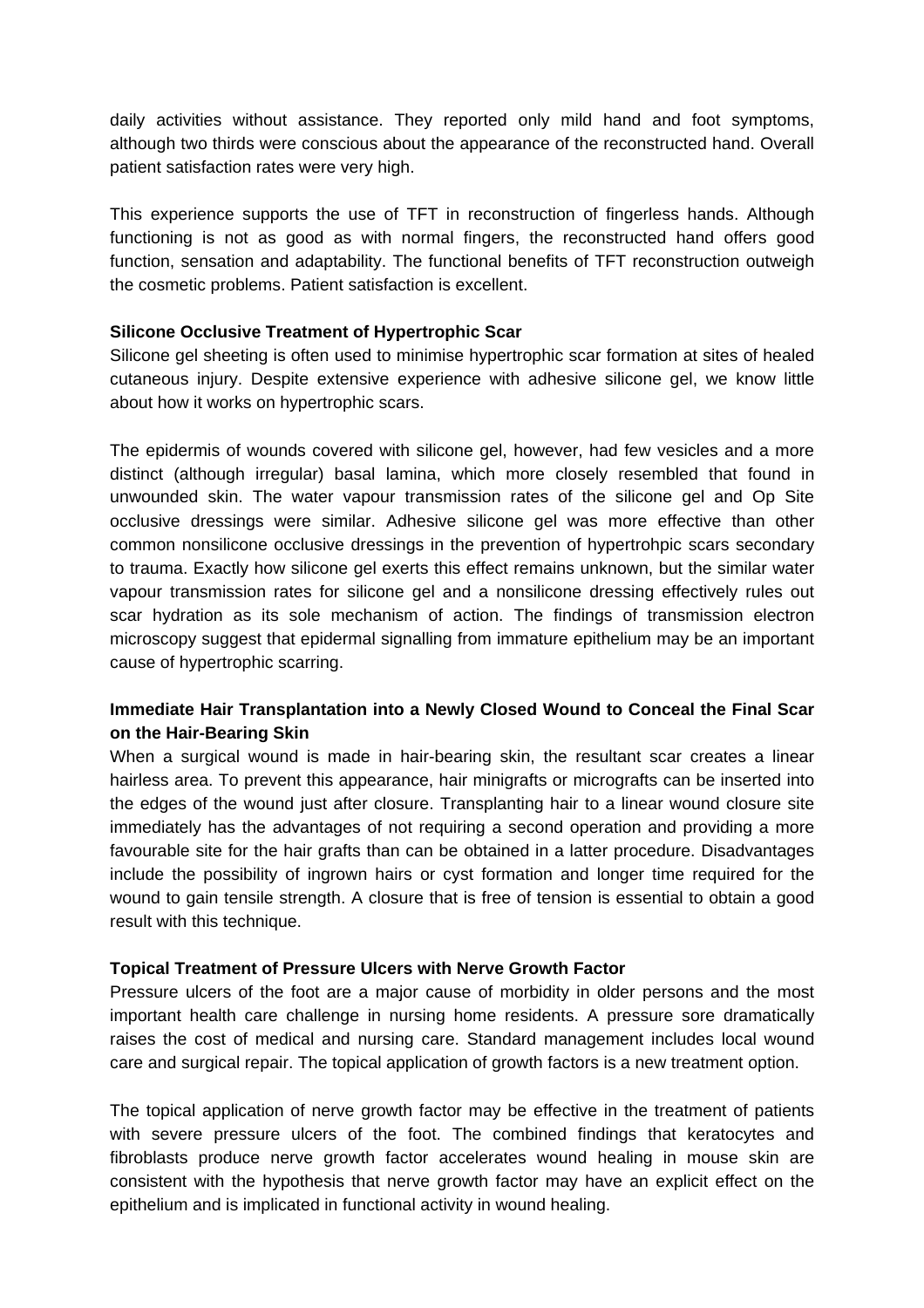daily activities without assistance. They reported only mild hand and foot symptoms, although two thirds were conscious about the appearance of the reconstructed hand. Overall patient satisfaction rates were very high.

This experience supports the use of TFT in reconstruction of fingerless hands. Although functioning is not as good as with normal fingers, the reconstructed hand offers good function, sensation and adaptability. The functional benefits of TFT reconstruction outweigh the cosmetic problems. Patient satisfaction is excellent.

**Silicone Occlusive Treatment of Hypertrophic Scar**

Silicone gel sheeting is often used to minimise hypertrophic scar formation at sites of healed cutaneous injury. Despite extensive experience with adhesive silicone gel, we know little about how it works on hypertrophic scars.

The epidermis of wounds covered with silicone gel, however, had few vesicles and a more distinct (although irregular) basal lamina, which more closely resembled that found in unwounded skin. The water vapour transmission rates of the silicone gel and Op Site occlusive dressings were similar. Adhesive silicone gel was more effective than other common nonsilicone occlusive dressings in the prevention of hypertrohpic scars secondary to trauma. Exactly how silicone gel exerts this effect remains unknown, but the similar water vapour transmission rates for silicone gel and a nonsilicone dressing effectively rules out scar hydration as its sole mechanism of action. The findings of transmission electron microscopy suggest that epidermal signalling from immature epithelium may be an important cause of hypertrophic scarring.

**Immediate Hair Transplantation into a Newly Closed Wound to Conceal the Final Scar on the Hair-Bearing Skin**

When a surgical wound is made in hair-bearing skin, the resultant scar creates a linear hairless area. To prevent this appearance, hair minigrafts or micrografts can be inserted into the edges of the wound just after closure. Transplanting hair to a linear wound closure site immediately has the advantages of not requiring a second operation and providing a more favourable site for the hair grafts than can be obtained in a latter procedure. Disadvantages include the possibility of ingrown hairs or cyst formation and longer time required for the wound to gain tensile strength. A closure that is free of tension is essential to obtain a good result with this technique.

**Topical Treatment of Pressure Ulcers with Nerve Growth Factor**

Pressure ulcers of the foot are a major cause of morbidity in older persons and the most important health care challenge in nursing home residents. A pressure sore dramatically raises the cost of medical and nursing care. Standard management includes local wound care and surgical repair. The topical application of growth factors is a new treatment option.

The topical application of nerve growth factor may be effective in the treatment of patients with severe pressure ulcers of the foot. The combined findings that keratocytes and fibroblasts produce nerve growth factor accelerates wound healing in mouse skin are consistent with the hypothesis that nerve growth factor may have an explicit effect on the epithelium and is implicated in functional activity in wound healing.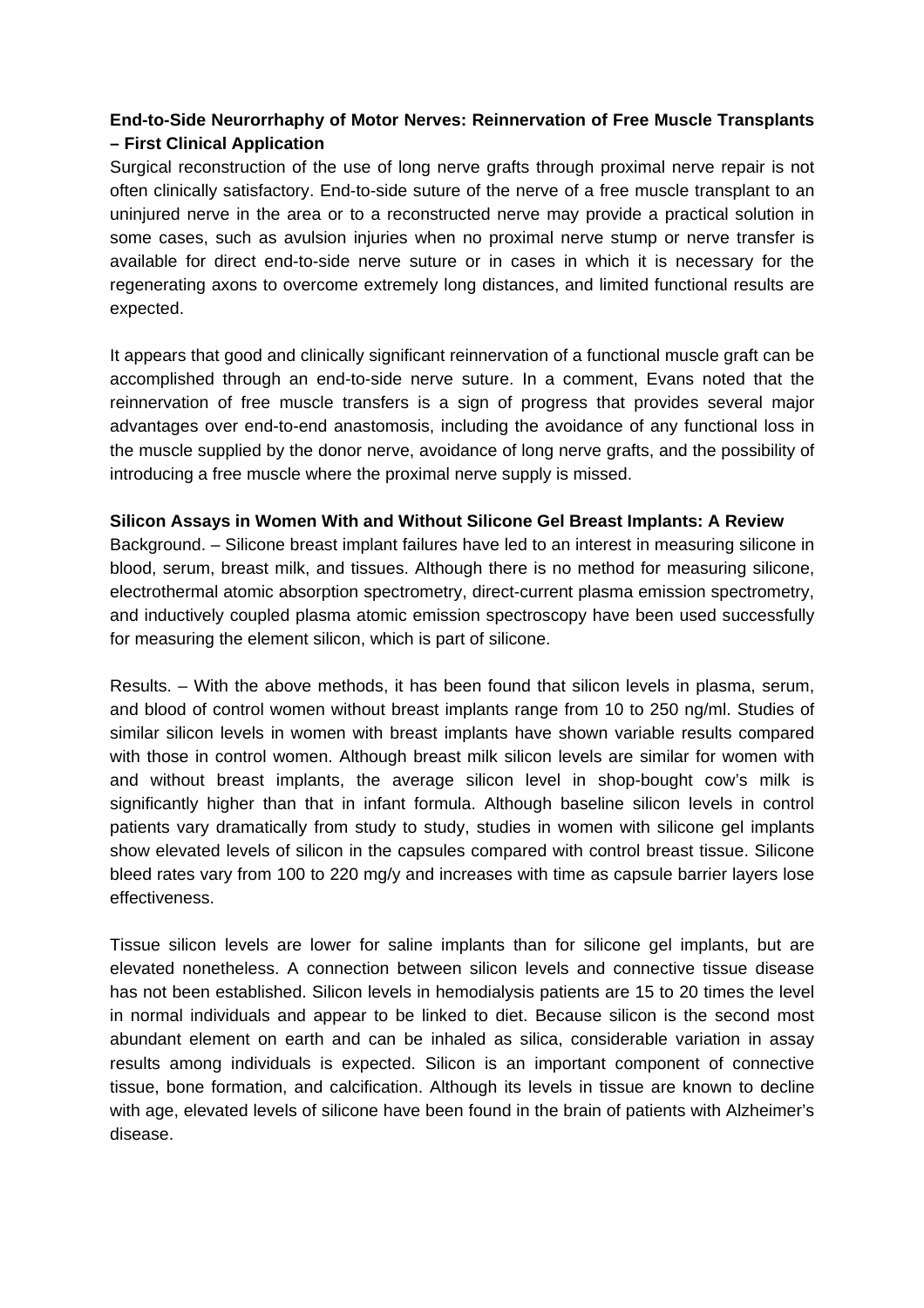**End-to-Side Neurorrhaphy of Motor Nerves: Reinnervation of Free Muscle Transplants – First Clinical Application**

Surgical reconstruction of the use of long nerve grafts through proximal nerve repair is not often clinically satisfactory. End-to-side suture of the nerve of a free muscle transplant to an uninjured nerve in the area or to a reconstructed nerve may provide a practical solution in some cases, such as avulsion injuries when no proximal nerve stump or nerve transfer is available for direct end-to-side nerve suture or in cases in which it is necessary for the regenerating axons to overcome extremely long distances, and limited functional results are expected.

It appears that good and clinically significant reinnervation of a functional muscle graft can be accomplished through an end-to-side nerve suture. In a comment, Evans noted that the reinnervation of free muscle transfers is a sign of progress that provides several major advantages over end-to-end anastomosis, including the avoidance of any functional loss in the muscle supplied by the donor nerve, avoidance of long nerve grafts, and the possibility of introducing a free muscle where the proximal nerve supply is missed.

**Silicon Assays in Women With and Without Silicone Gel Breast Implants: A Review**

Background. – Silicone breast implant failures have led to an interest in measuring silicone in blood, serum, breast milk, and tissues. Although there is no method for measuring silicone, electrothermal atomic absorption spectrometry, direct-current plasma emission spectrometry, and inductively coupled plasma atomic emission spectroscopy have been used successfully for measuring the element silicon, which is part of silicone.

Results. – With the above methods, it has been found that silicon levels in plasma, serum, and blood of control women without breast implants range from 10 to 250 ng/ml. Studies of similar silicon levels in women with breast implants have shown variable results compared with those in control women. Although breast milk silicon levels are similar for women with and without breast implants, the average silicon level in shop-bought cow's milk is significantly higher than that in infant formula. Although baseline silicon levels in control patients vary dramatically from study to study, studies in women with silicone gel implants show elevated levels of silicon in the capsules compared with control breast tissue. Silicone bleed rates vary from 100 to 220 mg/y and increases with time as capsule barrier layers lose effectiveness.

Tissue silicon levels are lower for saline implants than for silicone gel implants, but are elevated nonetheless. A connection between silicon levels and connective tissue disease has not been established. Silicon levels in hemodialysis patients are 15 to 20 times the level in normal individuals and appear to be linked to diet. Because silicon is the second most abundant element on earth and can be inhaled as silica, considerable variation in assay results among individuals is expected. Silicon is an important component of connective tissue, bone formation, and calcification. Although its levels in tissue are known to decline with age, elevated levels of silicone have been found in the brain of patients with Alzheimer's disease.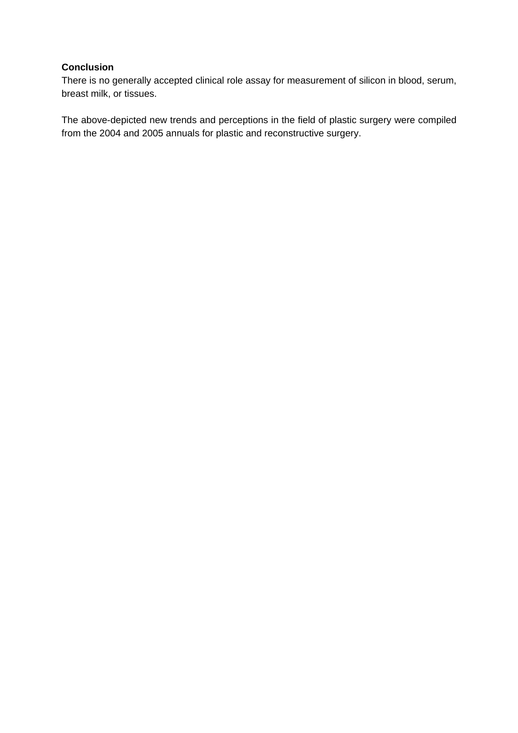**Conclusion**

There is no generally accepted clinical role assay for measurement of silicon in blood, serum, breast milk, or tissues.

The above-depicted new trends and perceptions in the field of plastic surgery were compiled from the 2004 and 2005 annuals for plastic and reconstructive surgery.